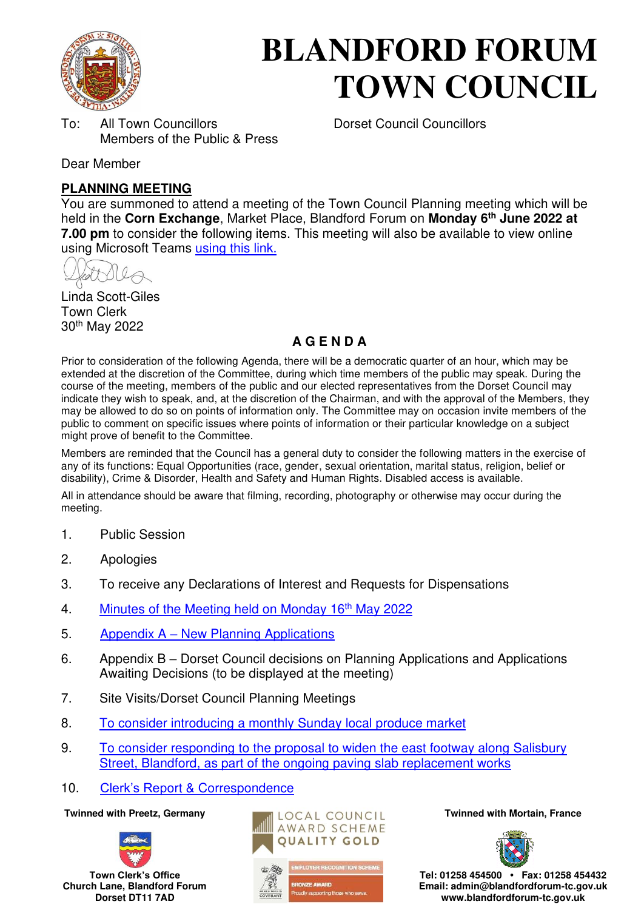# BLANDFORD FORUM TOWN COUNCIL

To: All Town Councillors
Members of the Public & Press

Dorset Council Councillors

Dear Member

**PLANNING MEETING**

You are summoned to attend a meeting of the Town Council Planning meeting which will be held in the **Corn Exchange**, Market Place, Blandford Forum on **Monday 6th June 2022 at 7.00 pm** to consider the following items. This meeting will also be available to view online using Microsoft Teams using this link.

Linda Scott-Giles
Town Clerk
30th May 2022

## A G E N D A

Prior to consideration of the following Agenda, there will be a democratic quarter of an hour, which may be extended at the discretion of the Committee, during which time members of the public may speak. During the course of the meeting, members of the public and our elected representatives from the Dorset Council may indicate they wish to speak, and, at the discretion of the Chairman, and with the approval of the Members, they may be allowed to do so on points of information only. The Committee may on occasion invite members of the public to comment on specific issues where points of information or their particular knowledge on a subject might prove of benefit to the Committee.

Members are reminded that the Council has a general duty to consider the following matters in the exercise of any of its functions: Equal Opportunities (race, gender, sexual orientation, marital status, religion, belief or disability), Crime & Disorder, Health and Safety and Human Rights. Disabled access is available.

All in attendance should be aware that filming, recording, photography or otherwise may occur during the meeting.

1. Public Session
2. Apologies
3. To receive any Declarations of Interest and Requests for Dispensations
4. Minutes of the Meeting held on Monday 16th May 2022
5. Appendix A – New Planning Applications
6. Appendix B – Dorset Council decisions on Planning Applications and Applications Awaiting Decisions (to be displayed at the meeting)
7. Site Visits/Dorset Council Planning Meetings
8. To consider introducing a monthly Sunday local produce market
9. To consider responding to the proposal to widen the east footway along Salisbury Street, Blandford, as part of the ongoing paving slab replacement works
10. Clerk's Report & Correspondence

Twinned with Preetz, Germany

Town Clerk's Office
Church Lane, Blandford Forum
Dorset DT11 7AD

LOCAL COUNCIL AWARD SCHEME QUALITY GOLD

EMPLOYER RECOGNITION SCHEME
BRONZE AWARD
Proudly supporting those who serve.

Twinned with Mortain, France

Tel: 01258 454500 • Fax: 01258 454432
Email: admin@blandfordforum-tc.gov.uk
www.blandfordforum-tc.gov.uk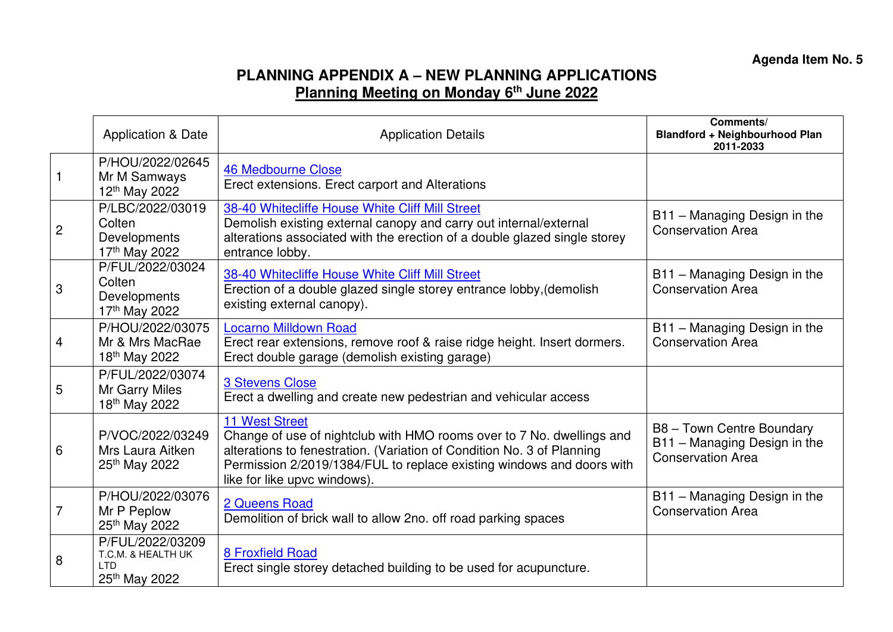**Agenda Item No. 5**

# PLANNING APPENDIX A – NEW PLANNING APPLICATIONS

## Planning Meeting on Monday 6th June 2022

| | Application & Date | Application Details | Comments/ Blandford + Neighbourhood Plan 2011-2033 |
|---|---|---|---|
| 1 | P/HOU/2022/02645 Mr M Samways 12th May 2022 | 46 Medbourne Close<br>Erect extensions. Erect carport and Alterations | |
| 2 | P/LBC/2022/03019 Colten Developments 17th May 2022 | 38-40 Whitecliffe House White Cliff Mill Street<br>Demolish existing external canopy and carry out internal/external alterations associated with the erection of a double glazed single storey entrance lobby. | B11 – Managing Design in the Conservation Area |
| 3 | P/FUL/2022/03024 Colten Developments 17th May 2022 | 38-40 Whitecliffe House White Cliff Mill Street<br>Erection of a double glazed single storey entrance lobby,(demolish existing external canopy). | B11 – Managing Design in the Conservation Area |
| 4 | P/HOU/2022/03075 Mr & Mrs MacRae 18th May 2022 | Locarno Milldown Road<br>Erect rear extensions, remove roof & raise ridge height. Insert dormers. Erect double garage (demolish existing garage) | B11 – Managing Design in the Conservation Area |
| 5 | P/FUL/2022/03074 Mr Garry Miles 18th May 2022 | 3 Stevens Close<br>Erect a dwelling and create new pedestrian and vehicular access | |
| 6 | P/VOC/2022/03249 Mrs Laura Aitken 25th May 2022 | 11 West Street<br>Change of use of nightclub with HMO rooms over to 7 No. dwellings and alterations to fenestration. (Variation of Condition No. 3 of Planning Permission 2/2019/1384/FUL to replace existing windows and doors with like for like upvc windows). | B8 – Town Centre Boundary<br>B11 – Managing Design in the Conservation Area |
| 7 | P/HOU/2022/03076 Mr P Peplow 25th May 2022 | 2 Queens Road<br>Demolition of brick wall to allow 2no. off road parking spaces | B11 – Managing Design in the Conservation Area |
| 8 | P/FUL/2022/03209 T.C.M. & HEALTH UK LTD 25th May 2022 | 8 Froxfield Road<br>Erect single storey detached building to be used for acupuncture. | |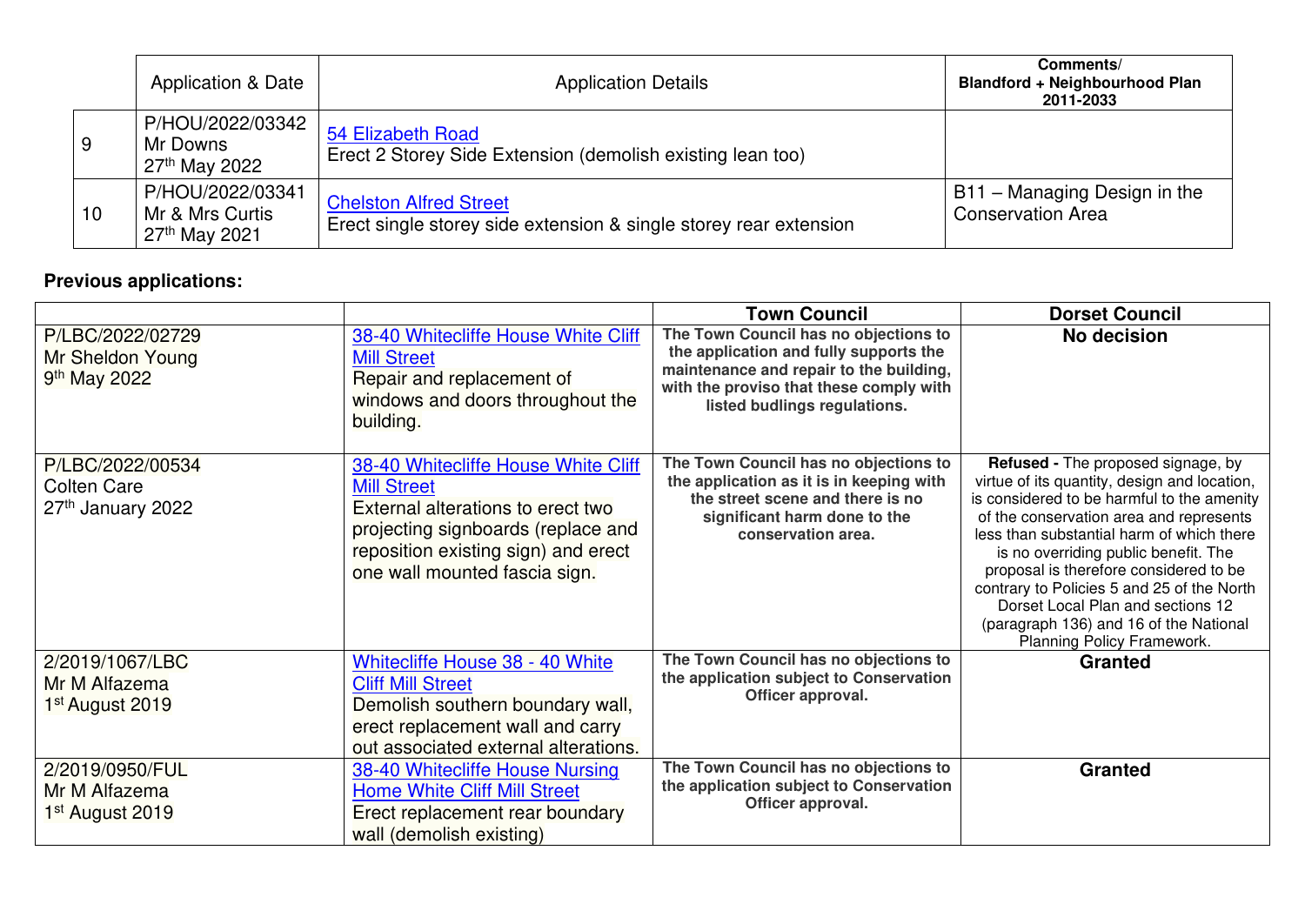| | Application & Date | Application Details | Comments/ Blandford + Neighbourhood Plan 2011-2033 |
|---|---|---|---|
| 9 | P/HOU/2022/03342 Mr Downs 27th May 2022 | 54 Elizabeth Road<br>Erect 2 Storey Side Extension (demolish existing lean too) | |
| 10 | P/HOU/2022/03341 Mr & Mrs Curtis 27th May 2021 | Chelston Alfred Street<br>Erect single storey side extension & single storey rear extension | B11 – Managing Design in the Conservation Area |

**Previous applications:**

| | | Town Council | Dorset Council |
|---|---|---|---|
| P/LBC/2022/02729<br>Mr Sheldon Young<br>9th May 2022 | 38-40 Whitecliffe House White Cliff Mill Street<br>Repair and replacement of windows and doors throughout the building. | **The Town Council has no objections to the application and fully supports the maintenance and repair to the building, with the proviso that these comply with listed budlings regulations.** | **No decision** |
| P/LBC/2022/00534<br>Colten Care<br>27th January 2022 | 38-40 Whitecliffe House White Cliff Mill Street<br>External alterations to erect two projecting signboards (replace and reposition existing sign) and erect one wall mounted fascia sign. | **The Town Council has no objections to the application as it is in keeping with the street scene and there is no significant harm done to the conservation area.** | **Refused -** The proposed signage, by virtue of its quantity, design and location, is considered to be harmful to the amenity of the conservation area and represents less than substantial harm of which there is no overriding public benefit. The proposal is therefore considered to be contrary to Policies 5 and 25 of the North Dorset Local Plan and sections 12 (paragraph 136) and 16 of the National Planning Policy Framework. |
| 2/2019/1067/LBC<br>Mr M Alfazema<br>1st August 2019 | Whitecliffe House 38 - 40 White Cliff Mill Street<br>Demolish southern boundary wall, erect replacement wall and carry out associated external alterations. | **The Town Council has no objections to the application subject to Conservation Officer approval.** | **Granted** |
| 2/2019/0950/FUL<br>Mr M Alfazema<br>1st August 2019 | 38-40 Whitecliffe House Nursing Home White Cliff Mill Street<br>Erect replacement rear boundary wall (demolish existing) | **The Town Council has no objections to the application subject to Conservation Officer approval.** | **Granted** |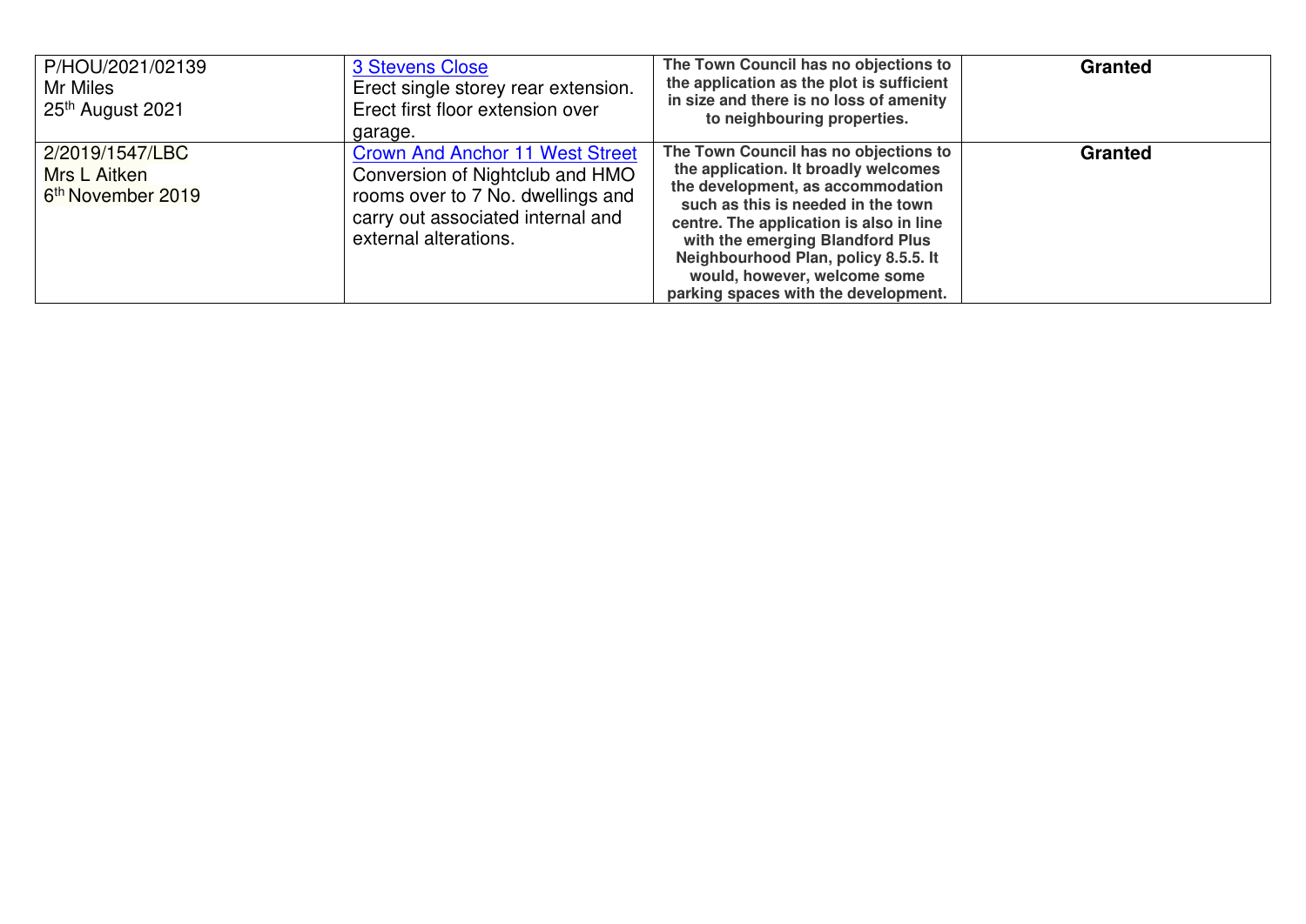| | | | |
|---|---|---|---|
| P/HOU/2021/02139<br>Mr Miles<br>25th August 2021 | 3 Stevens Close<br>Erect single storey rear extension. Erect first floor extension over garage. | **The Town Council has no objections to the application as the plot is sufficient in size and there is no loss of amenity to neighbouring properties.** | **Granted** |
| 2/2019/1547/LBC<br>Mrs L Aitken<br>6th November 2019 | Crown And Anchor 11 West Street<br>Conversion of Nightclub and HMO rooms over to 7 No. dwellings and carry out associated internal and external alterations. | **The Town Council has no objections to the application. It broadly welcomes the development, as accommodation such as this is needed in the town centre. The application is also in line with the emerging Blandford Plus Neighbourhood Plan, policy 8.5.5. It would, however, welcome some parking spaces with the development.** | **Granted** |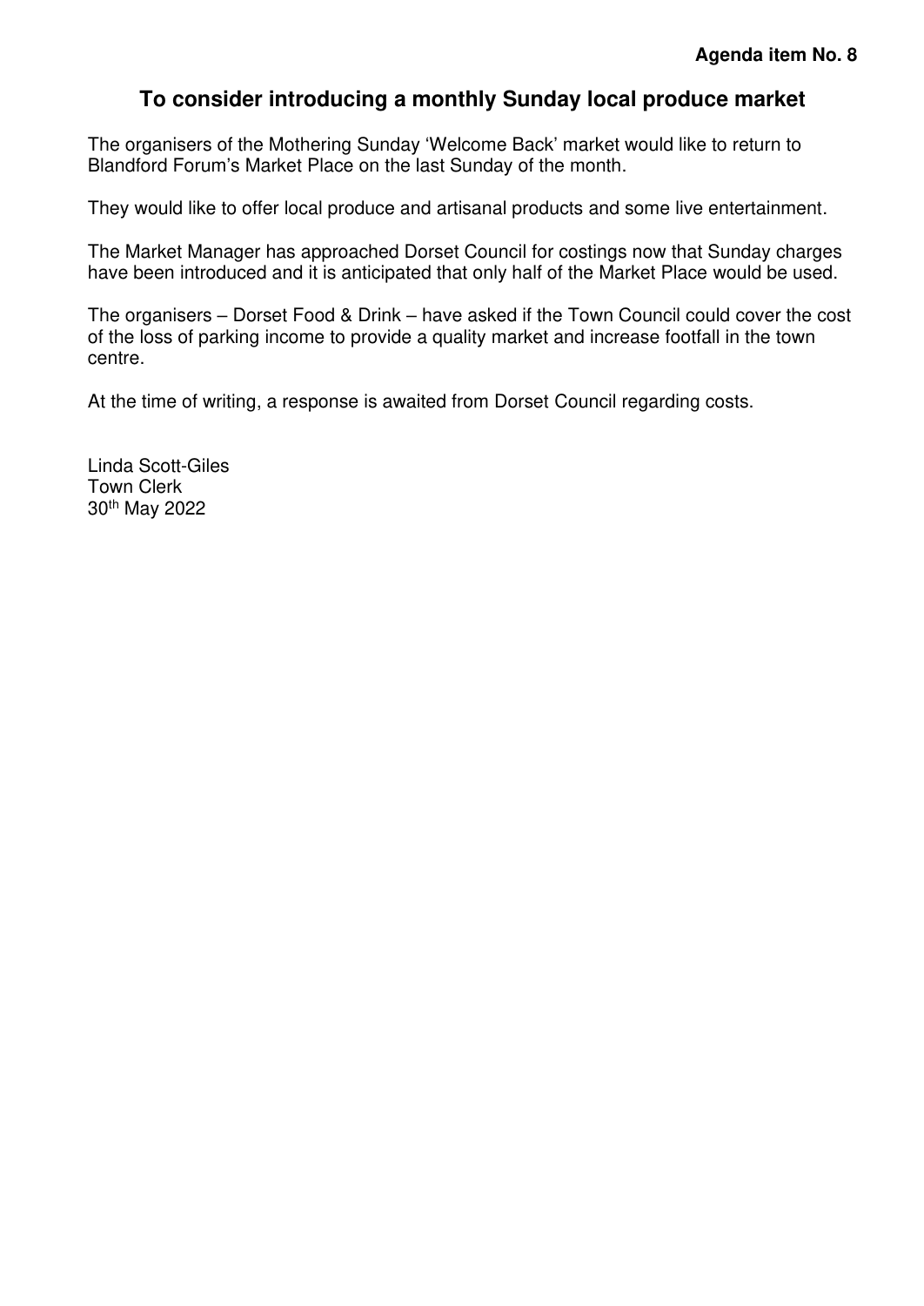**Agenda item No. 8**

# To consider introducing a monthly Sunday local produce market

The organisers of the Mothering Sunday 'Welcome Back' market would like to return to Blandford Forum's Market Place on the last Sunday of the month.

They would like to offer local produce and artisanal products and some live entertainment.

The Market Manager has approached Dorset Council for costings now that Sunday charges have been introduced and it is anticipated that only half of the Market Place would be used.

The organisers – Dorset Food & Drink – have asked if the Town Council could cover the cost of the loss of parking income to provide a quality market and increase footfall in the town centre.

At the time of writing, a response is awaited from Dorset Council regarding costs.

Linda Scott-Giles
Town Clerk
30th May 2022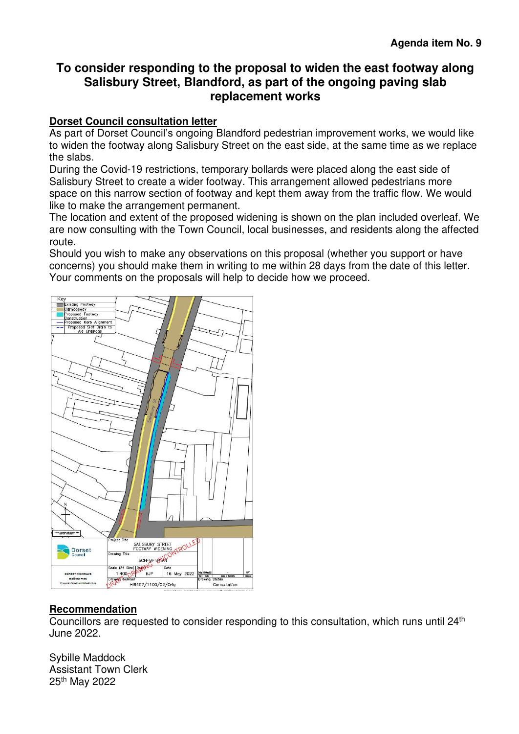**Agenda item No. 9**

## To consider responding to the proposal to widen the east footway along Salisbury Street, Blandford, as part of the ongoing paving slab replacement works

**Dorset Council consultation letter**

As part of Dorset Council's ongoing Blandford pedestrian improvement works, we would like to widen the footway along Salisbury Street on the east side, at the same time as we replace the slabs.

During the Covid-19 restrictions, temporary bollards were placed along the east side of Salisbury Street to create a wider footway. This arrangement allowed pedestrians more space on this narrow section of footway and kept them away from the traffic flow. We would like to make the arrangement permanent.

The location and extent of the proposed widening is shown on the plan included overleaf. We are now consulting with the Town Council, local businesses, and residents along the affected route.

Should you wish to make any observations on this proposal (whether you support or have concerns) you should make them in writing to me within 28 days from the date of this letter. Your comments on the proposals will help to decide how we proceed.

**Recommendation**

Councillors are requested to consider responding to this consultation, which runs until 24th June 2022.

Sybille Maddock
Assistant Town Clerk
25th May 2022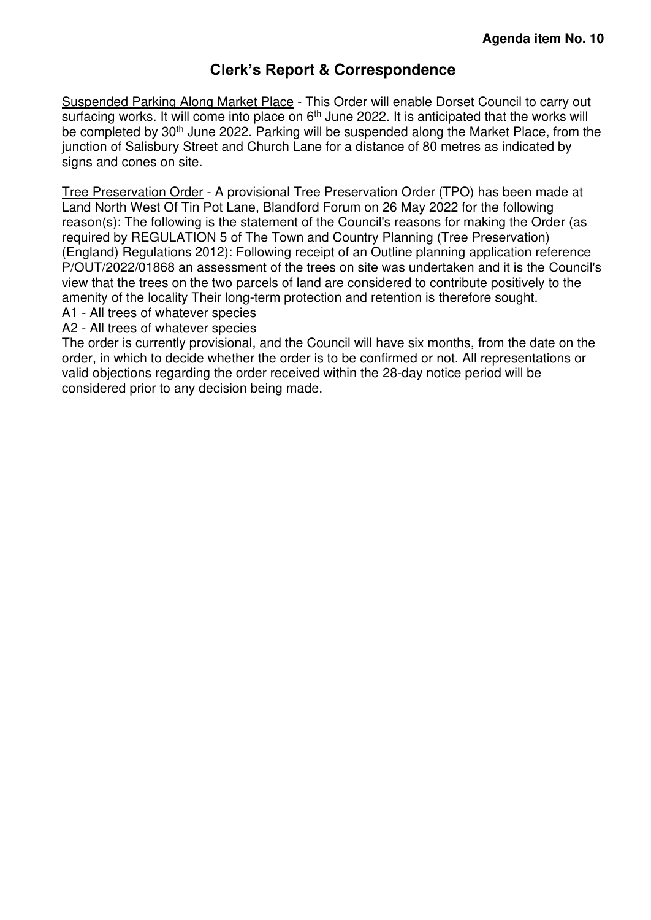**Agenda item No. 10**

# Clerk's Report & Correspondence

Suspended Parking Along Market Place - This Order will enable Dorset Council to carry out surfacing works. It will come into place on 6th June 2022. It is anticipated that the works will be completed by 30th June 2022. Parking will be suspended along the Market Place, from the junction of Salisbury Street and Church Lane for a distance of 80 metres as indicated by signs and cones on site.

Tree Preservation Order - A provisional Tree Preservation Order (TPO) has been made at Land North West Of Tin Pot Lane, Blandford Forum on 26 May 2022 for the following reason(s): The following is the statement of the Council's reasons for making the Order (as required by REGULATION 5 of The Town and Country Planning (Tree Preservation) (England) Regulations 2012): Following receipt of an Outline planning application reference P/OUT/2022/01868 an assessment of the trees on site was undertaken and it is the Council's view that the trees on the two parcels of land are considered to contribute positively to the amenity of the locality Their long-term protection and retention is therefore sought.
A1 - All trees of whatever species
A2 - All trees of whatever species
The order is currently provisional, and the Council will have six months, from the date on the order, in which to decide whether the order is to be confirmed or not. All representations or valid objections regarding the order received within the 28-day notice period will be considered prior to any decision being made.